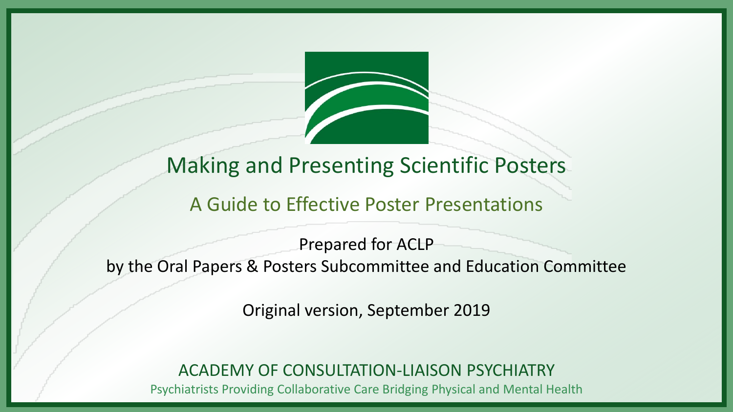# Making and Presenting Scientific Posters

## A Guide to Effective Poster Presentations

Prepared for ACLP
by the Oral Papers & Posters Subcommittee and Education Committee

Original version, September 2019

ACADEMY OF CONSULTATION-LIAISON PSYCHIATRY

Psychiatrists Providing Collaborative Care Bridging Physical and Mental Health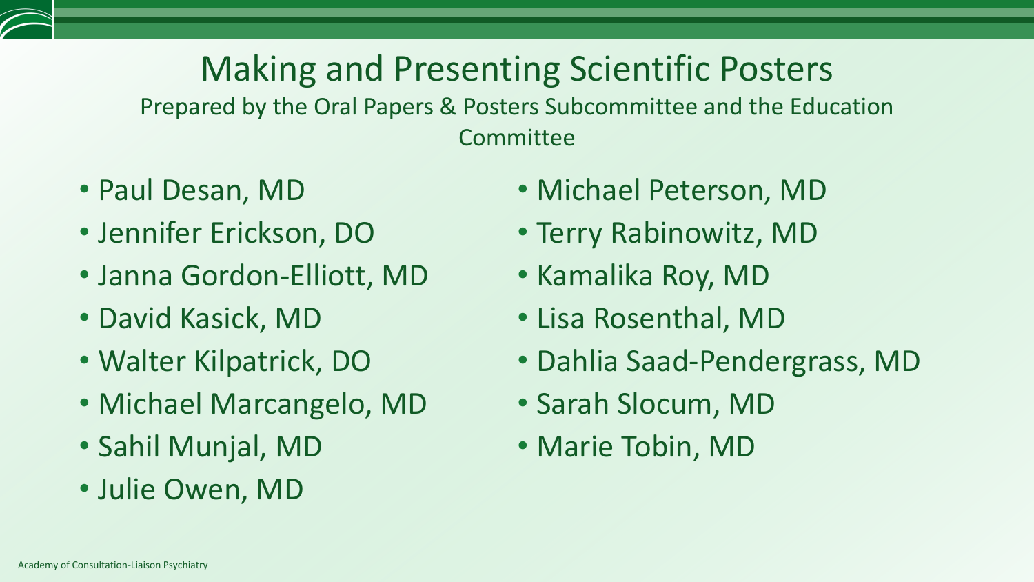# Making and Presenting Scientific Posters

Prepared by the Oral Papers & Posters Subcommittee and the Education Committee

- Paul Desan, MD
- Jennifer Erickson, DO
- Janna Gordon-Elliott, MD
- David Kasick, MD
- Walter Kilpatrick, DO
- Michael Marcangelo, MD
- Sahil Munjal, MD
- Julie Owen, MD
- Michael Peterson, MD
- Terry Rabinowitz, MD
- Kamalika Roy, MD
- Lisa Rosenthal, MD
- Dahlia Saad-Pendergrass, MD
- Sarah Slocum, MD
- Marie Tobin, MD

Academy of Consultation-Liaison Psychiatry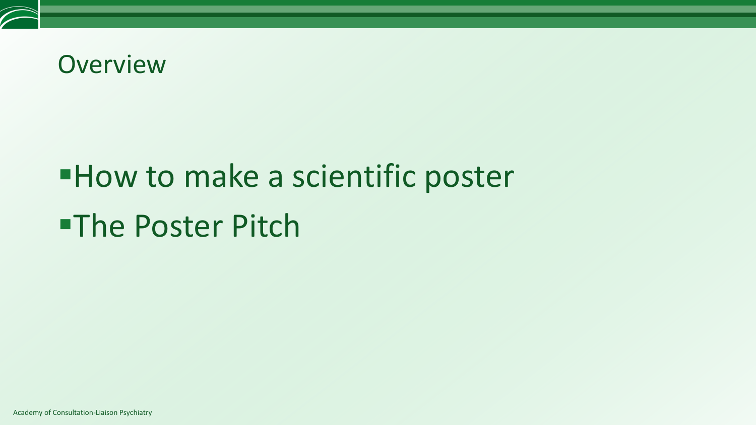# Overview

- How to make a scientific poster
- The Poster Pitch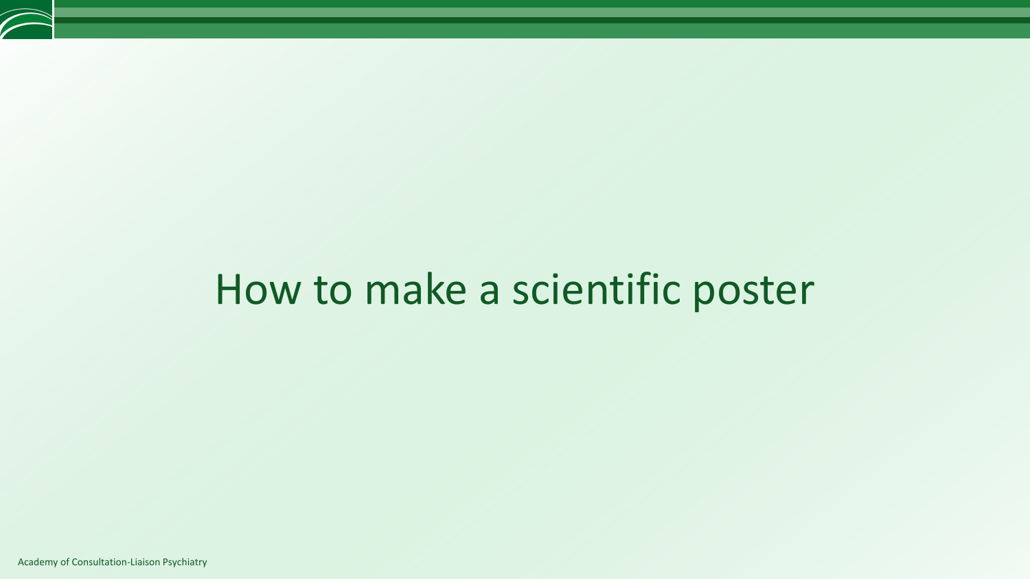# How to make a scientific poster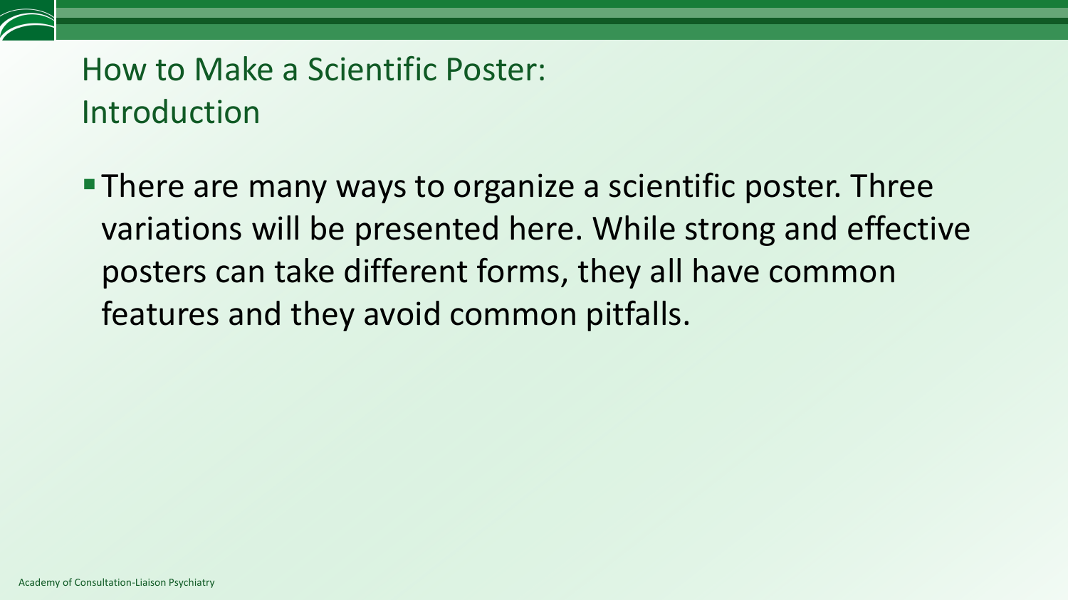# How to Make a Scientific Poster: Introduction

- There are many ways to organize a scientific poster. Three variations will be presented here. While strong and effective posters can take different forms, they all have common features and they avoid common pitfalls.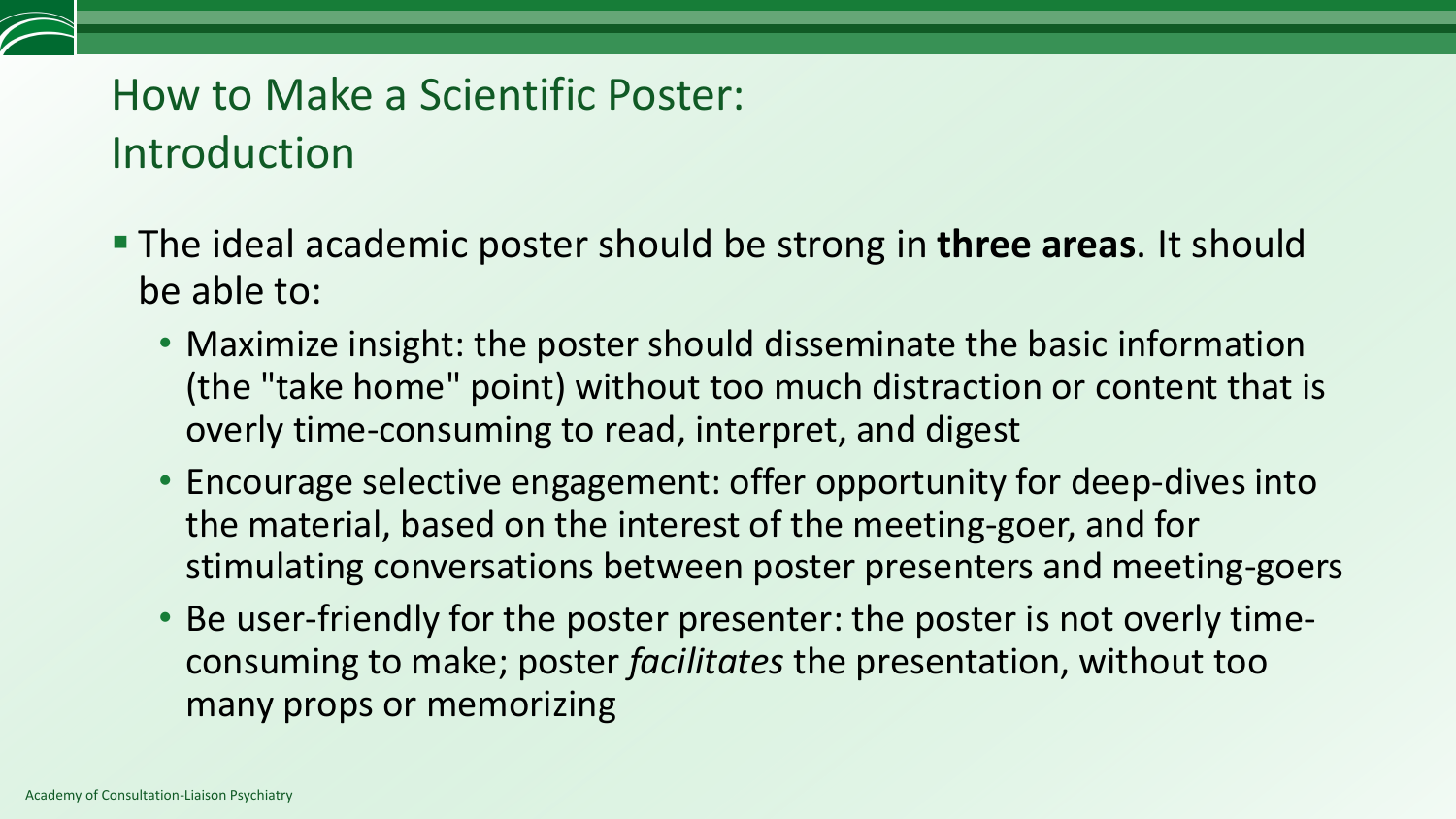# How to Make a Scientific Poster: Introduction

- The ideal academic poster should be strong in **three areas**. It should be able to:
  - Maximize insight: the poster should disseminate the basic information (the "take home" point) without too much distraction or content that is overly time-consuming to read, interpret, and digest
  - Encourage selective engagement: offer opportunity for deep-dives into the material, based on the interest of the meeting-goer, and for stimulating conversations between poster presenters and meeting-goers
  - Be user-friendly for the poster presenter: the poster is not overly time-consuming to make; poster *facilitates* the presentation, without too many props or memorizing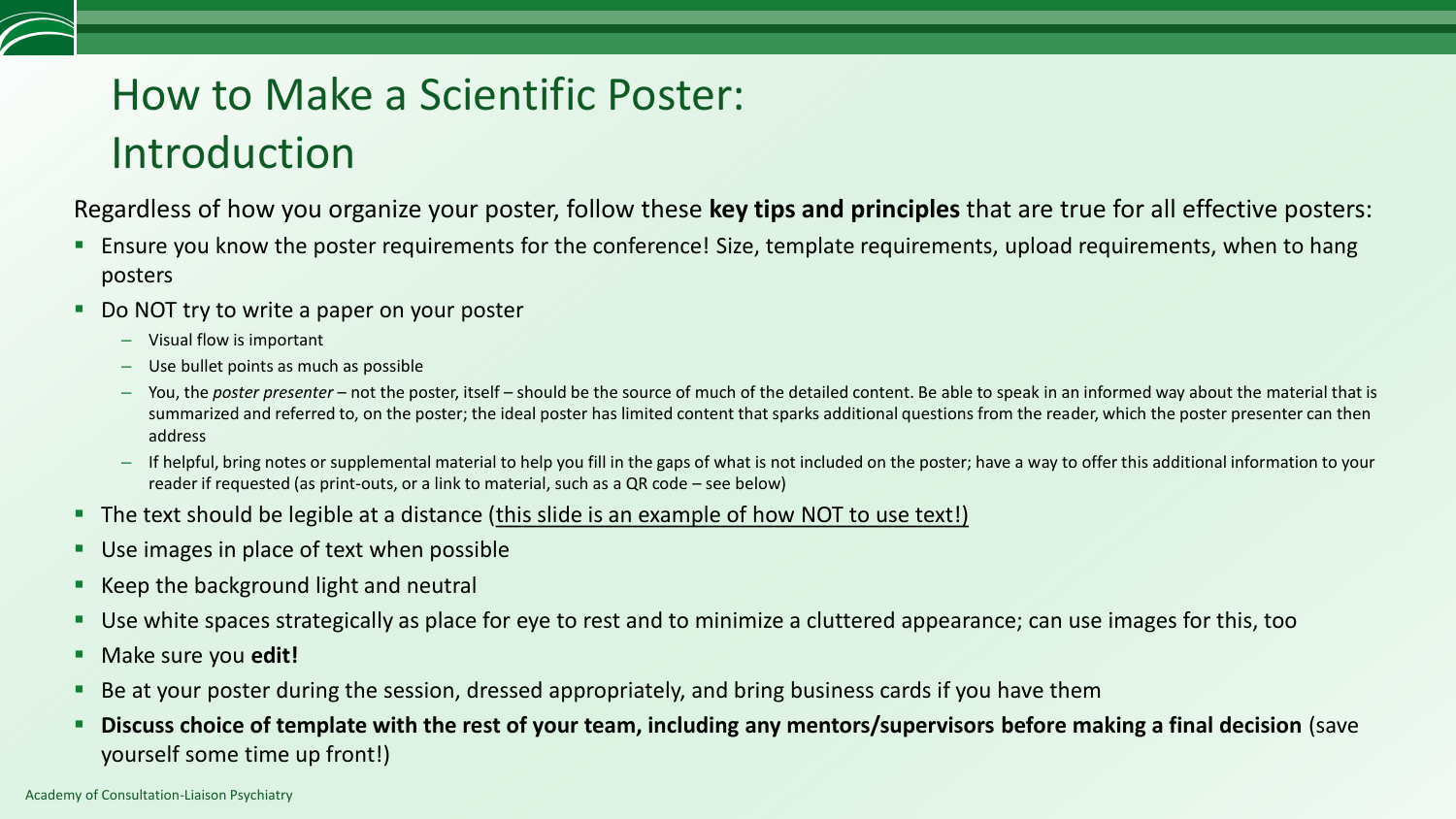# How to Make a Scientific Poster: Introduction

Regardless of how you organize your poster, follow these **key tips and principles** that are true for all effective posters:

- Ensure you know the poster requirements for the conference! Size, template requirements, upload requirements, when to hang posters
- Do NOT try to write a paper on your poster
  - Visual flow is important
  - Use bullet points as much as possible
  - You, the *poster presenter* – not the poster, itself – should be the source of much of the detailed content. Be able to speak in an informed way about the material that is summarized and referred to, on the poster; the ideal poster has limited content that sparks additional questions from the reader, which the poster presenter can then address
  - If helpful, bring notes or supplemental material to help you fill in the gaps of what is not included on the poster; have a way to offer this additional information to your reader if requested (as print-outs, or a link to material, such as a QR code – see below)
- The text should be legible at a distance (<u>this slide is an example of how NOT to use text!)</u>
- Use images in place of text when possible
- Keep the background light and neutral
- Use white spaces strategically as place for eye to rest and to minimize a cluttered appearance; can use images for this, too
- Make sure you **edit!**
- Be at your poster during the session, dressed appropriately, and bring business cards if you have them
- **Discuss choice of template with the rest of your team, including any mentors/supervisors before making a final decision** (save yourself some time up front!)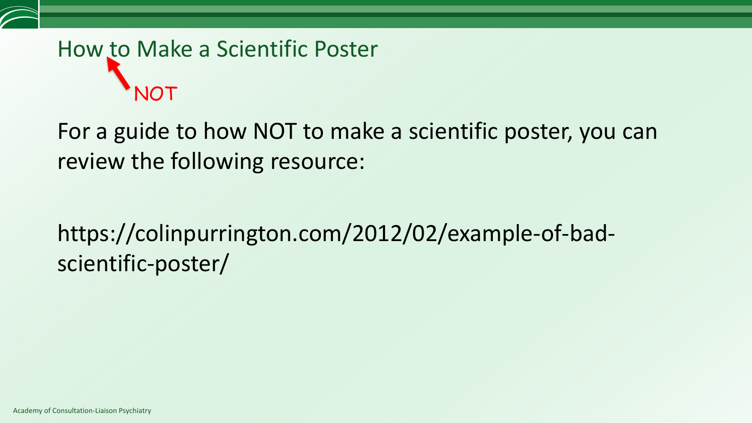## How to Make a Scientific Poster

NOT

For a guide to how NOT to make a scientific poster, you can review the following resource:

https://colinpurrington.com/2012/02/example-of-bad-scientific-poster/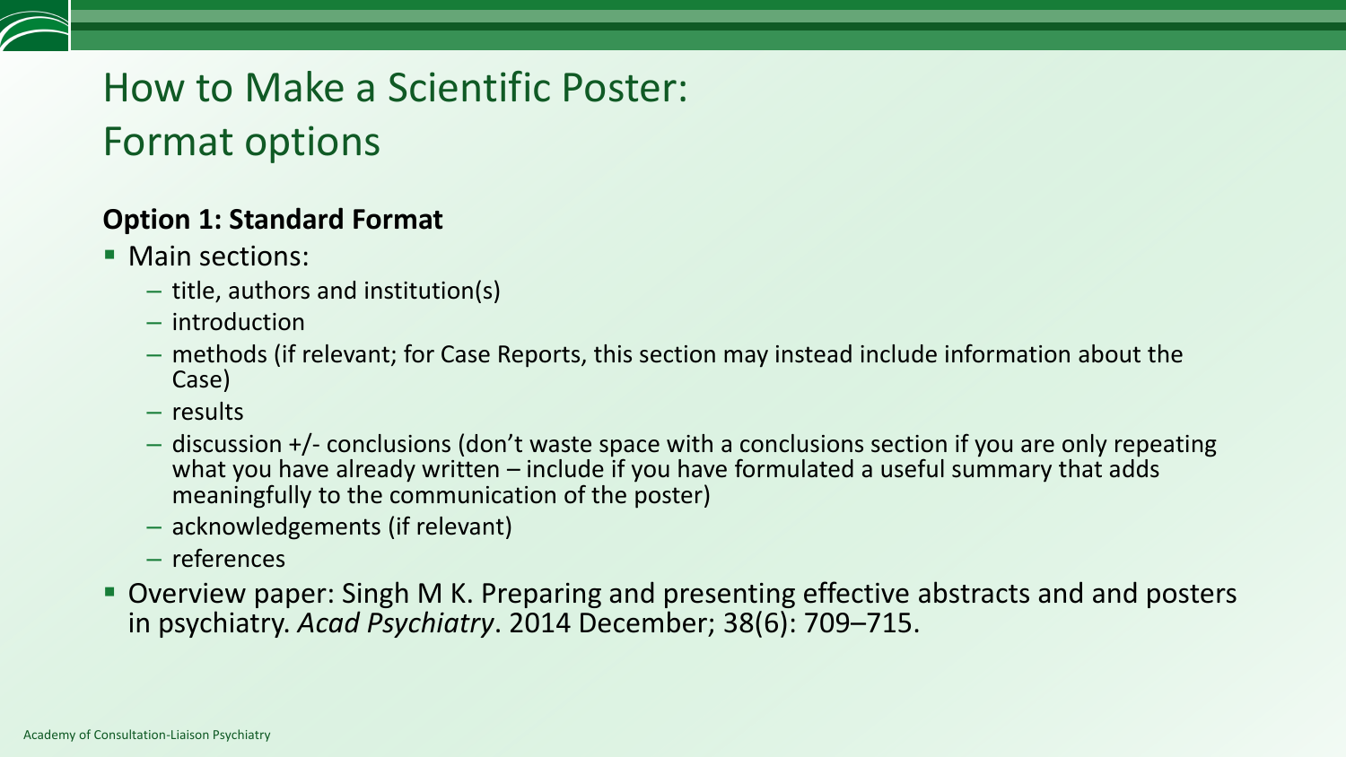# How to Make a Scientific Poster: Format options

**Option 1: Standard Format**

- Main sections:
  - title, authors and institution(s)
  - introduction
  - methods (if relevant; for Case Reports, this section may instead include information about the Case)
  - results
  - discussion +/- conclusions (don't waste space with a conclusions section if you are only repeating what you have already written – include if you have formulated a useful summary that adds meaningfully to the communication of the poster)
  - acknowledgements (if relevant)
  - references
- Overview paper: Singh M K. Preparing and presenting effective abstracts and and posters in psychiatry. *Acad Psychiatry*. 2014 December; 38(6): 709–715.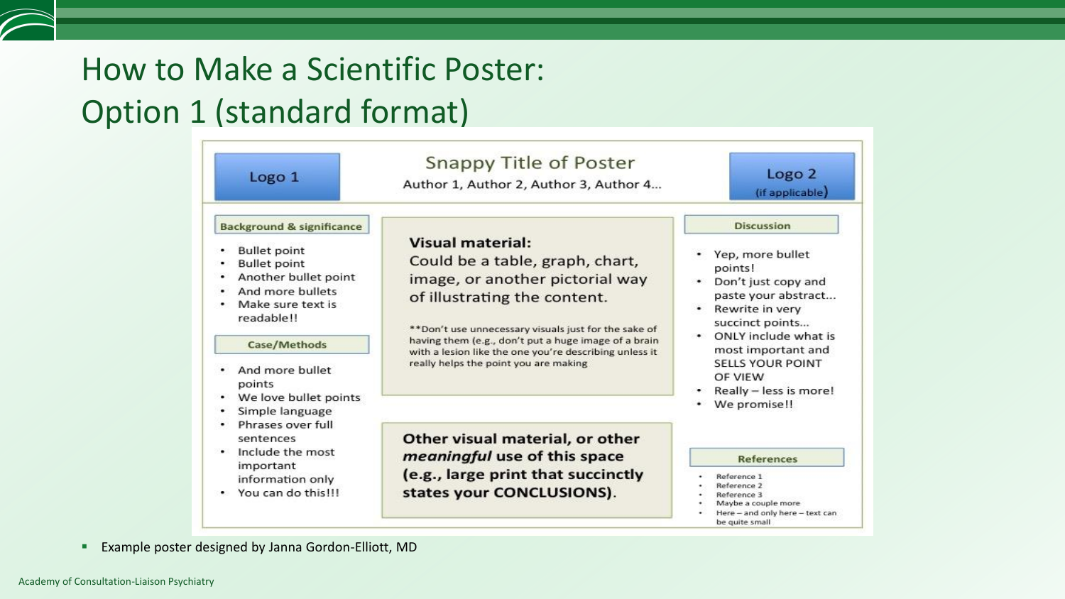# How to Make a Scientific Poster: Option 1 (standard format)

**Logo 1**

## Snappy Title of Poster

Author 1, Author 2, Author 3, Author 4…

**Logo 2** (if applicable)

### Background & significance

- Bullet point
- Bullet point
- Another bullet point
- And more bullets
- Make sure text is readable!!

### Case/Methods

- And more bullet points
- We love bullet points
- Simple language
- Phrases over full sentences
- Include the most important information only
- You can do this!!!

**Visual material:**
Could be a table, graph, chart, image, or another pictorial way of illustrating the content.

**Don't use unnecessary visuals just for the sake of having them (e.g., don't put a huge image of a brain with a lesion like the one you're describing unless it really helps the point you are making

**Other visual material, or other *meaningful* use of this space (e.g., large print that succinctly states your CONCLUSIONS).**

### Discussion

- Yep, more bullet points!
- Don't just copy and paste your abstract…
- Rewrite in very succinct points…
- ONLY include what is most important and SELLS YOUR POINT OF VIEW
- Really – less is more!
- We promise!!

### References

- Reference 1
- Reference 2
- Reference 3
- Maybe a couple more
- Here – and only here – text can be quite small

---

- Example poster designed by Janna Gordon-Elliott, MD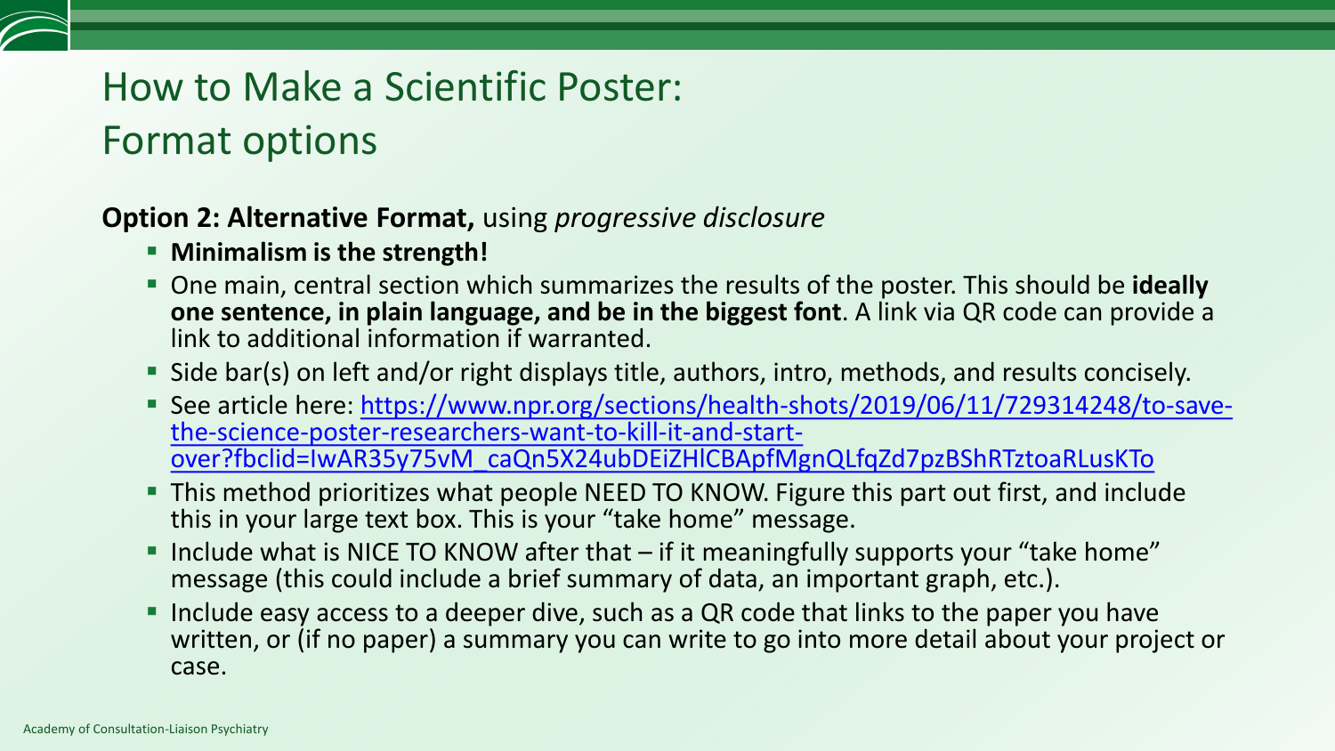# How to Make a Scientific Poster: Format options

**Option 2: Alternative Format,** using *progressive disclosure*

- **Minimalism is the strength!**
- One main, central section which summarizes the results of the poster. This should be **ideally one sentence, in plain language, and be in the biggest font**. A link via QR code can provide a link to additional information if warranted.
- Side bar(s) on left and/or right displays title, authors, intro, methods, and results concisely.
- See article here: https://www.npr.org/sections/health-shots/2019/06/11/729314248/to-save-the-science-poster-researchers-want-to-kill-it-and-start-over?fbclid=IwAR35y75vM_caQn5X24ubDEiZHlCBApfMgnQLfqZd7pzBShRTztoaRLusKTo
- This method prioritizes what people NEED TO KNOW. Figure this part out first, and include this in your large text box. This is your "take home" message.
- Include what is NICE TO KNOW after that – if it meaningfully supports your "take home" message (this could include a brief summary of data, an important graph, etc.).
- Include easy access to a deeper dive, such as a QR code that links to the paper you have written, or (if no paper) a summary you can write to go into more detail about your project or case.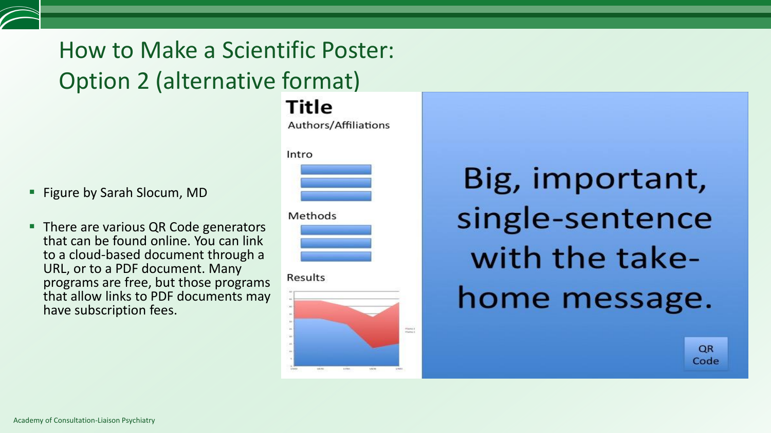# How to Make a Scientific Poster: Option 2 (alternative format)

- Figure by Sarah Slocum, MD
- There are various QR Code generators that can be found online. You can link to a cloud-based document through a URL, or to a PDF document. Many programs are free, but those programs that allow links to PDF documents may have subscription fees.

**Title**

Authors/Affiliations

Intro

Methods

Results

Big, important, single-sentence with the take-home message.

QR Code

Academy of Consultation-Liaison Psychiatry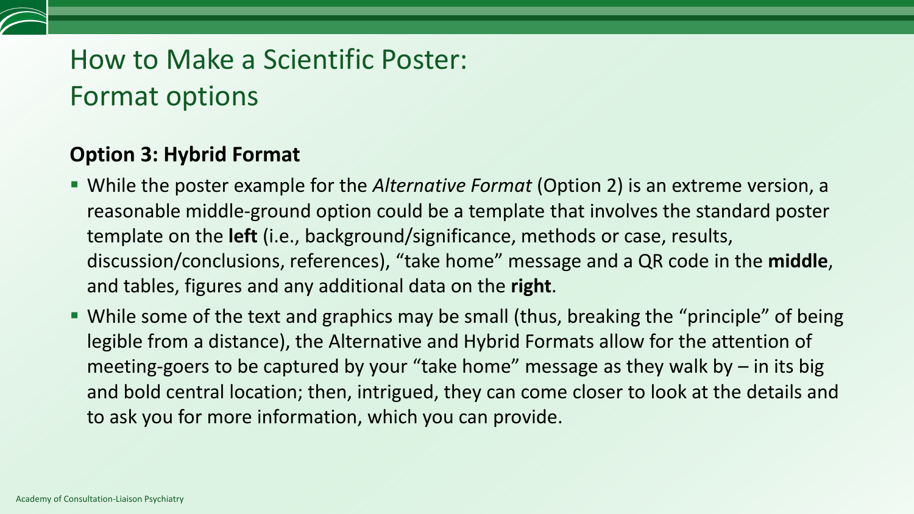# How to Make a Scientific Poster: Format options

## Option 3: Hybrid Format

- While the poster example for the *Alternative Format* (Option 2) is an extreme version, a reasonable middle-ground option could be a template that involves the standard poster template on the **left** (i.e., background/significance, methods or case, results, discussion/conclusions, references), "take home" message and a QR code in the **middle**, and tables, figures and any additional data on the **right**.
- While some of the text and graphics may be small (thus, breaking the "principle" of being legible from a distance), the Alternative and Hybrid Formats allow for the attention of meeting-goers to be captured by your "take home" message as they walk by – in its big and bold central location; then, intrigued, they can come closer to look at the details and to ask you for more information, which you can provide.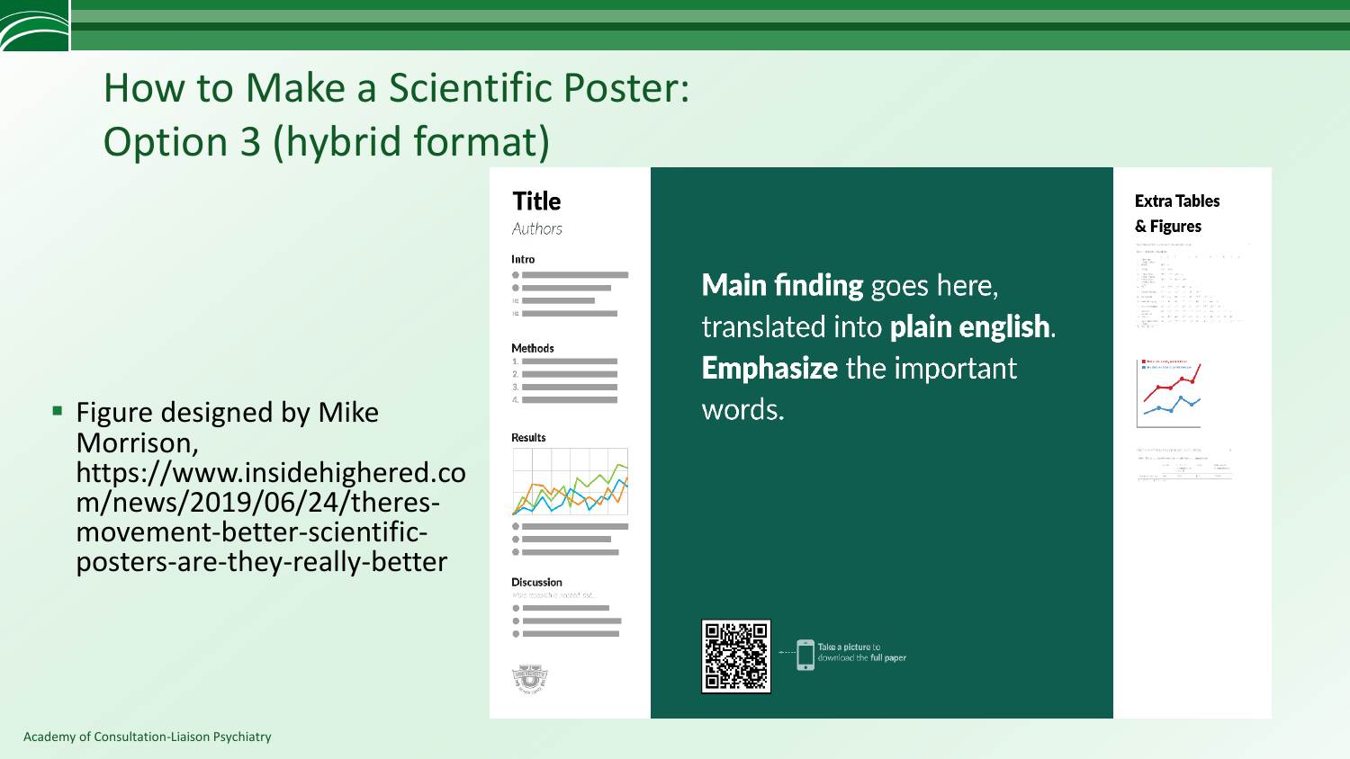# How to Make a Scientific Poster: Option 3 (hybrid format)

- Figure designed by Mike Morrison, https://www.insidehighered.com/news/2019/06/24/theres-movement-better-scientific-posters-are-they-really-better

**Title**

*Authors*

**Intro**

**Methods**

**Results**

**Discussion**

More research is needed but...

**Main finding** goes here, translated into **plain english**. **Emphasize** the important words.

**Take a picture** to download the **full paper**

**Extra Tables & Figures**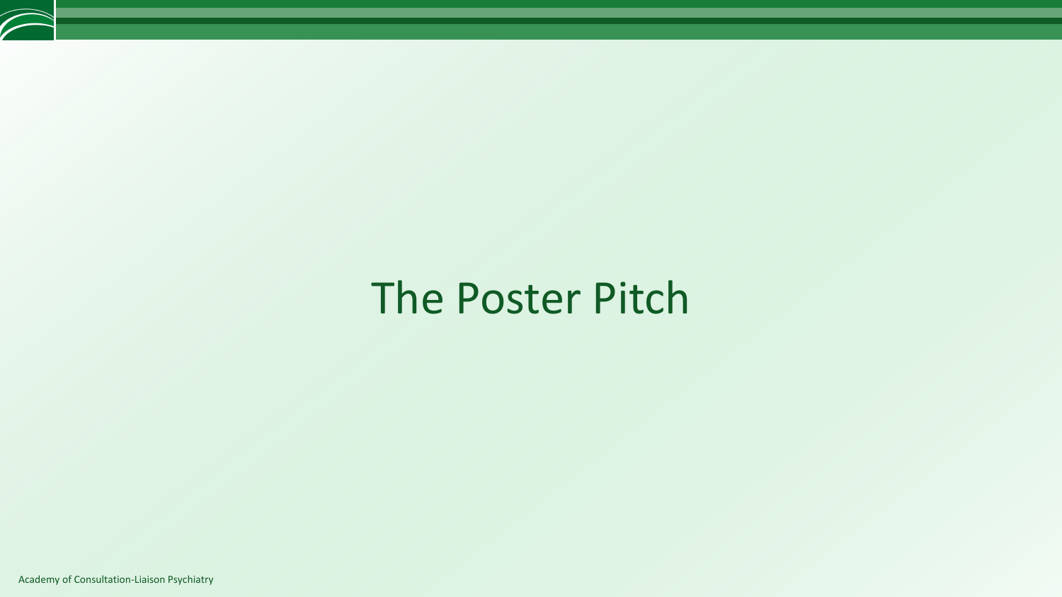# The Poster Pitch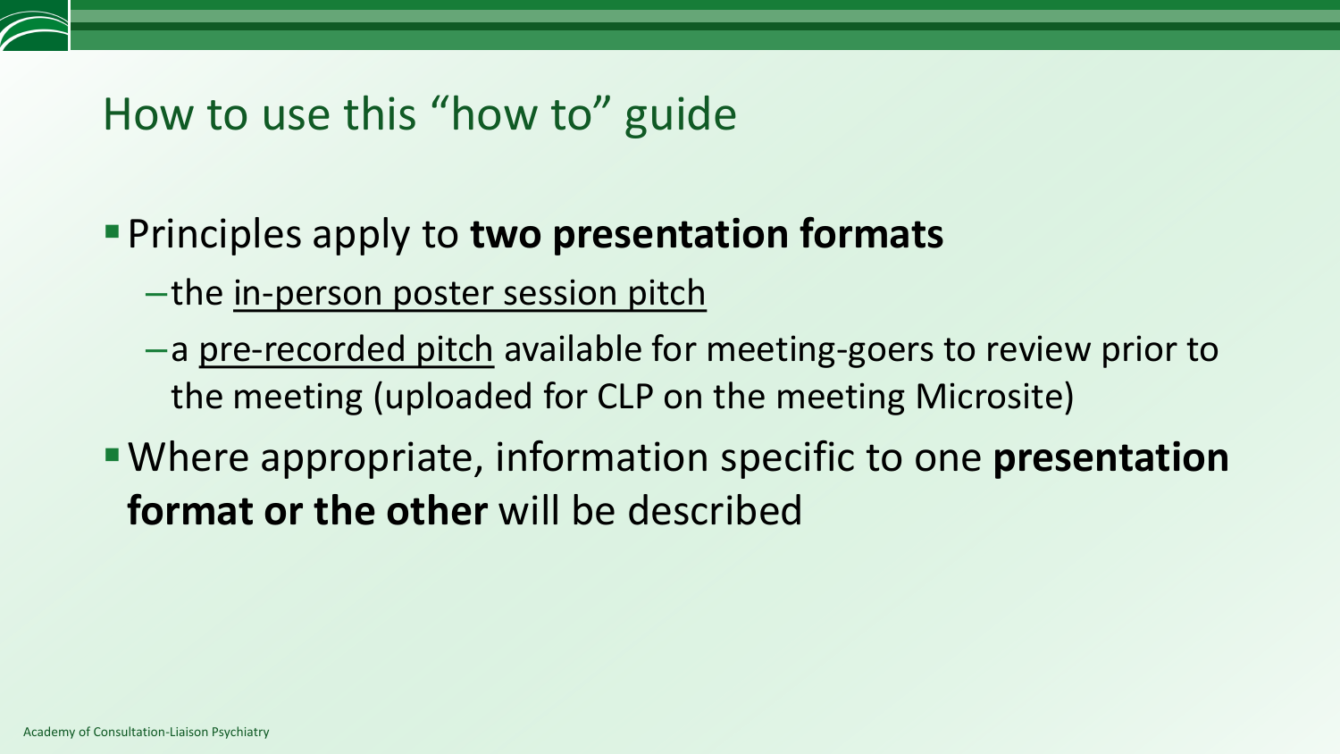# How to use this "how to" guide

- Principles apply to **two presentation formats**
  - the in-person poster session pitch
  - a pre-recorded pitch available for meeting-goers to review prior to the meeting (uploaded for CLP on the meeting Microsite)
- Where appropriate, information specific to one **presentation format or the other** will be described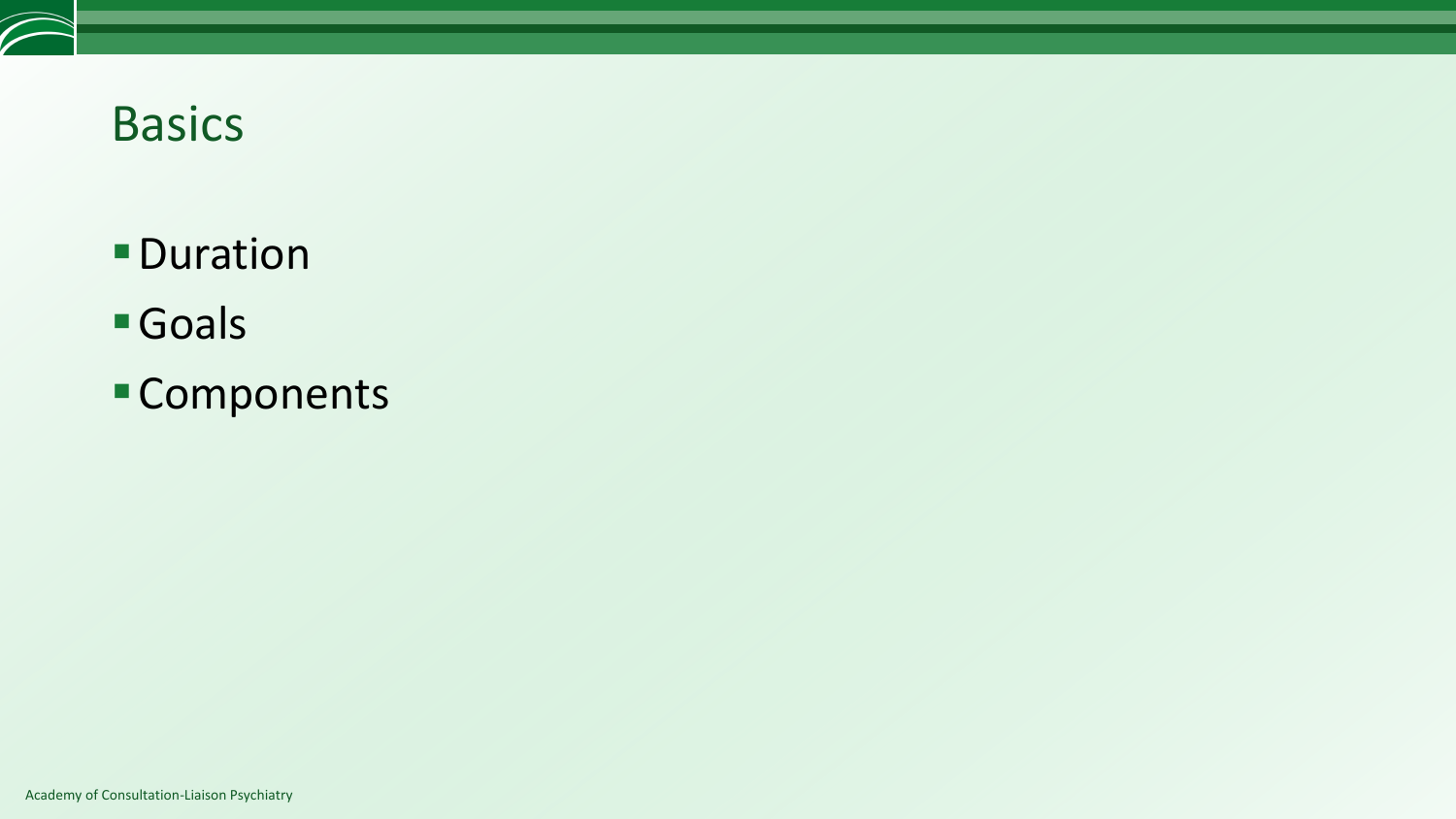# Basics

- Duration
- Goals
- Components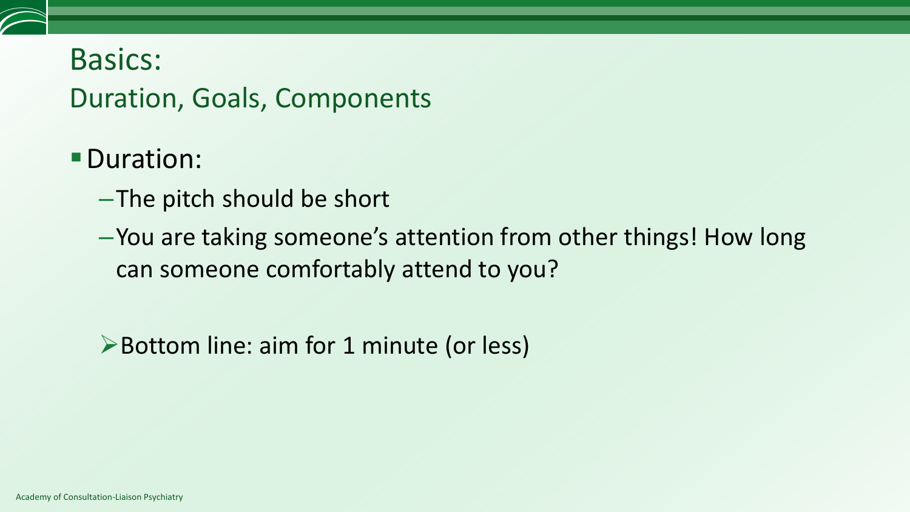# Basics:
## Duration, Goals, Components

- Duration:
  - The pitch should be short
  - You are taking someone's attention from other things! How long can someone comfortably attend to you?

➢ Bottom line: aim for 1 minute (or less)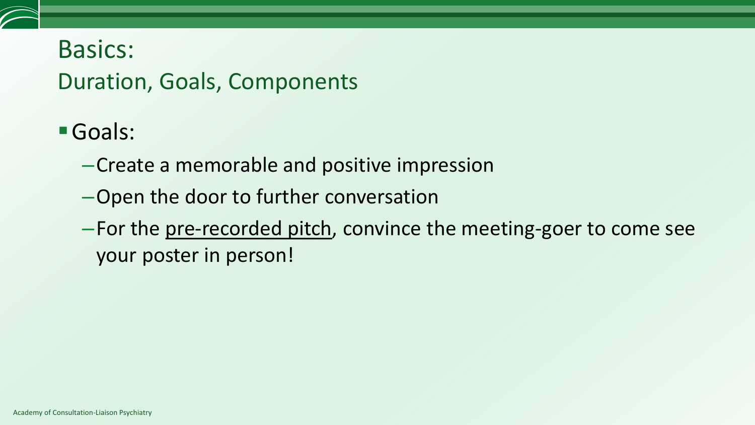# Basics:
## Duration, Goals, Components

- Goals:
  - Create a memorable and positive impression
  - Open the door to further conversation
  - For the <u>pre-recorded pitch</u>, convince the meeting-goer to come see your poster in person!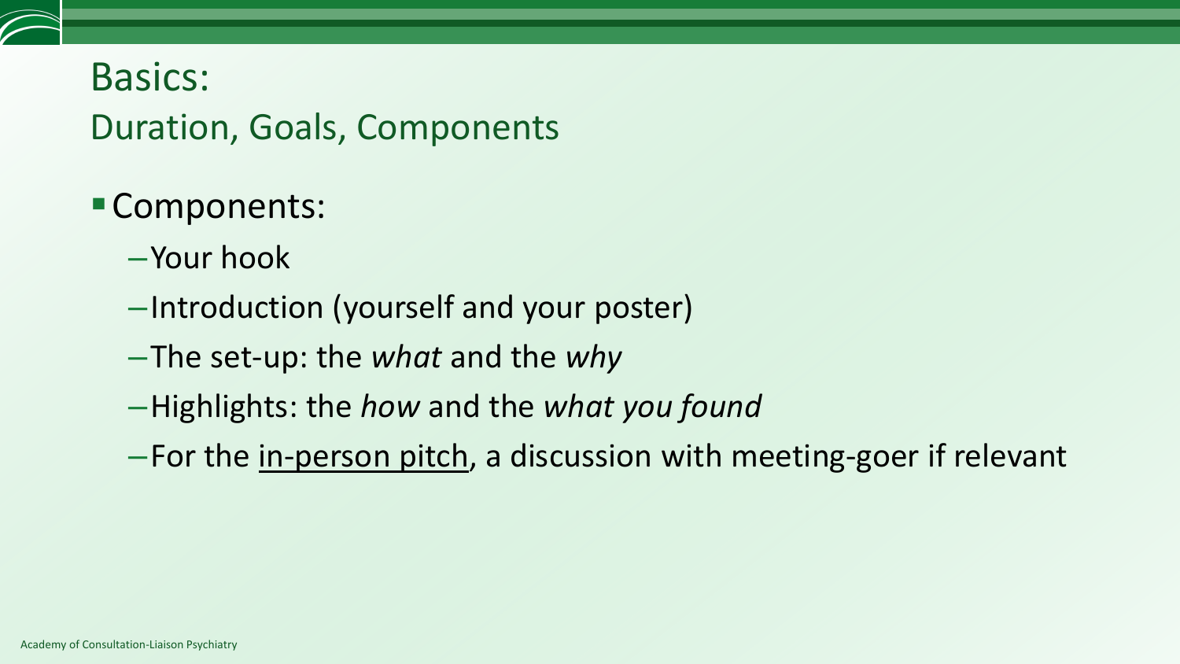# Basics:

## Duration, Goals, Components

- Components:
  - Your hook
  - Introduction (yourself and your poster)
  - The set-up: the *what* and the *why*
  - Highlights: the *how* and the *what you found*
  - For the <u>in-person pitch</u>, a discussion with meeting-goer if relevant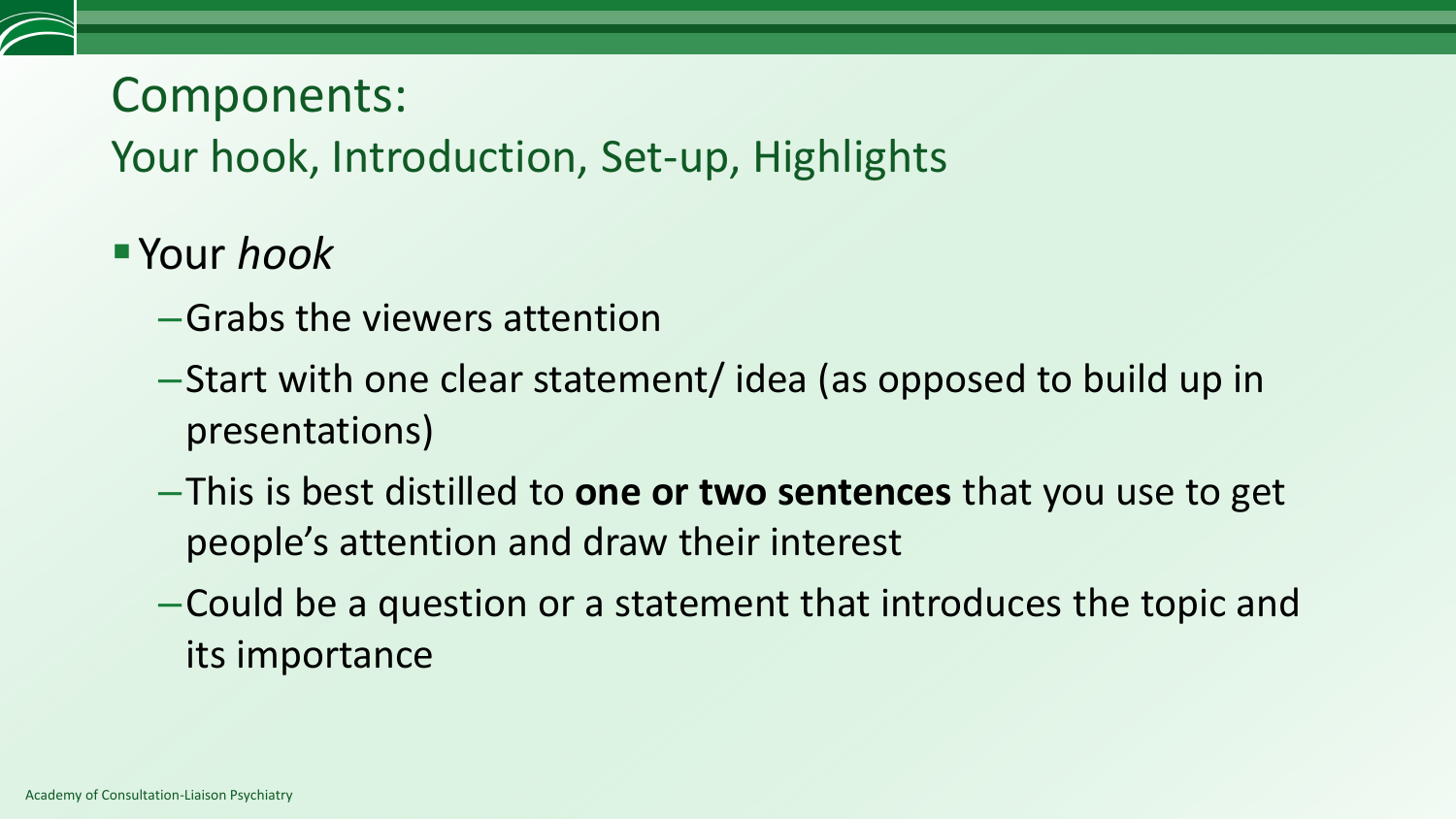# Components:

## Your hook, Introduction, Set-up, Highlights

- Your *hook*
  - Grabs the viewers attention
  - Start with one clear statement/ idea (as opposed to build up in presentations)
  - This is best distilled to **one or two sentences** that you use to get people's attention and draw their interest
  - Could be a question or a statement that introduces the topic and its importance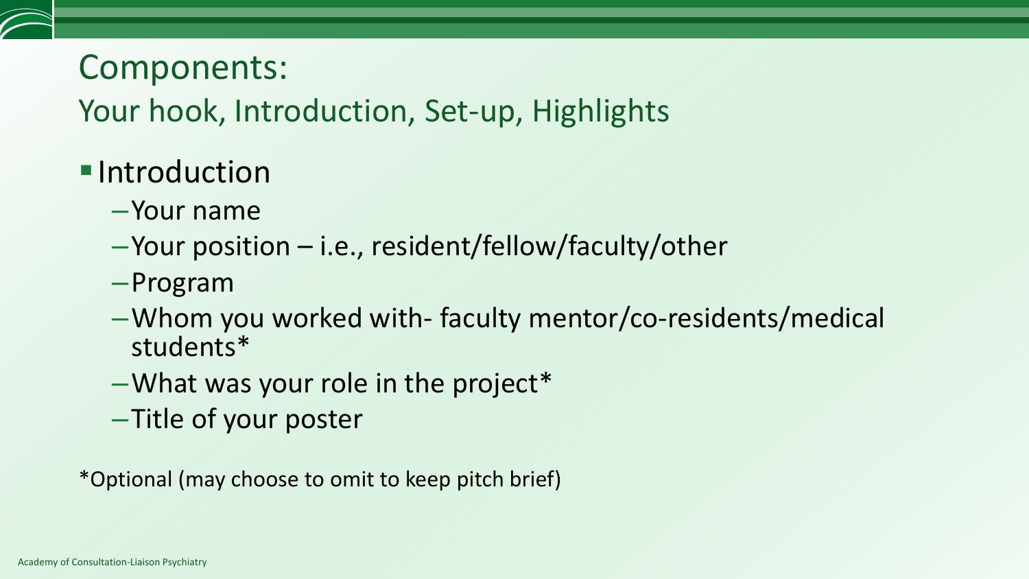# Components:

## Your hook, Introduction, Set-up, Highlights

- Introduction
  - Your name
  - Your position – i.e., resident/fellow/faculty/other
  - Program
  - Whom you worked with- faculty mentor/co-residents/medical students*
  - What was your role in the project*
  - Title of your poster

*Optional (may choose to omit to keep pitch brief)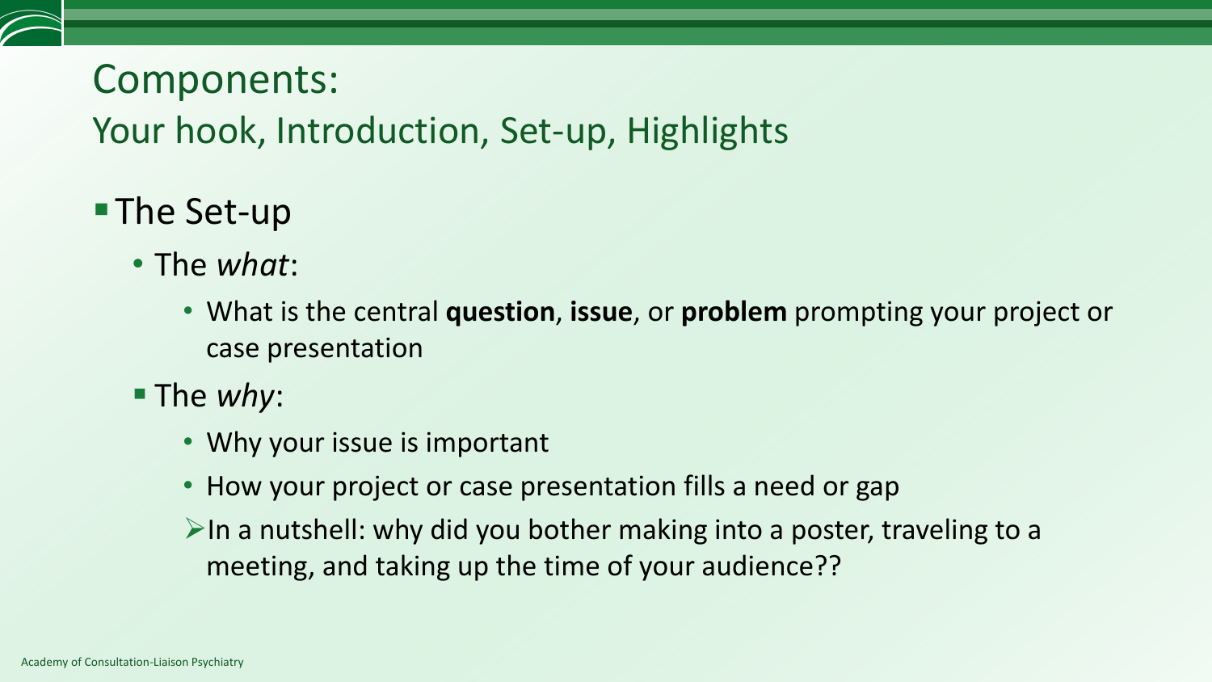# Components:

## Your hook, Introduction, Set-up, Highlights

- The Set-up
  - The *what*:
    - What is the central **question**, **issue**, or **problem** prompting your project or case presentation
  - The *why*:
    - Why your issue is important
    - How your project or case presentation fills a need or gap
    - In a nutshell: why did you bother making into a poster, traveling to a meeting, and taking up the time of your audience??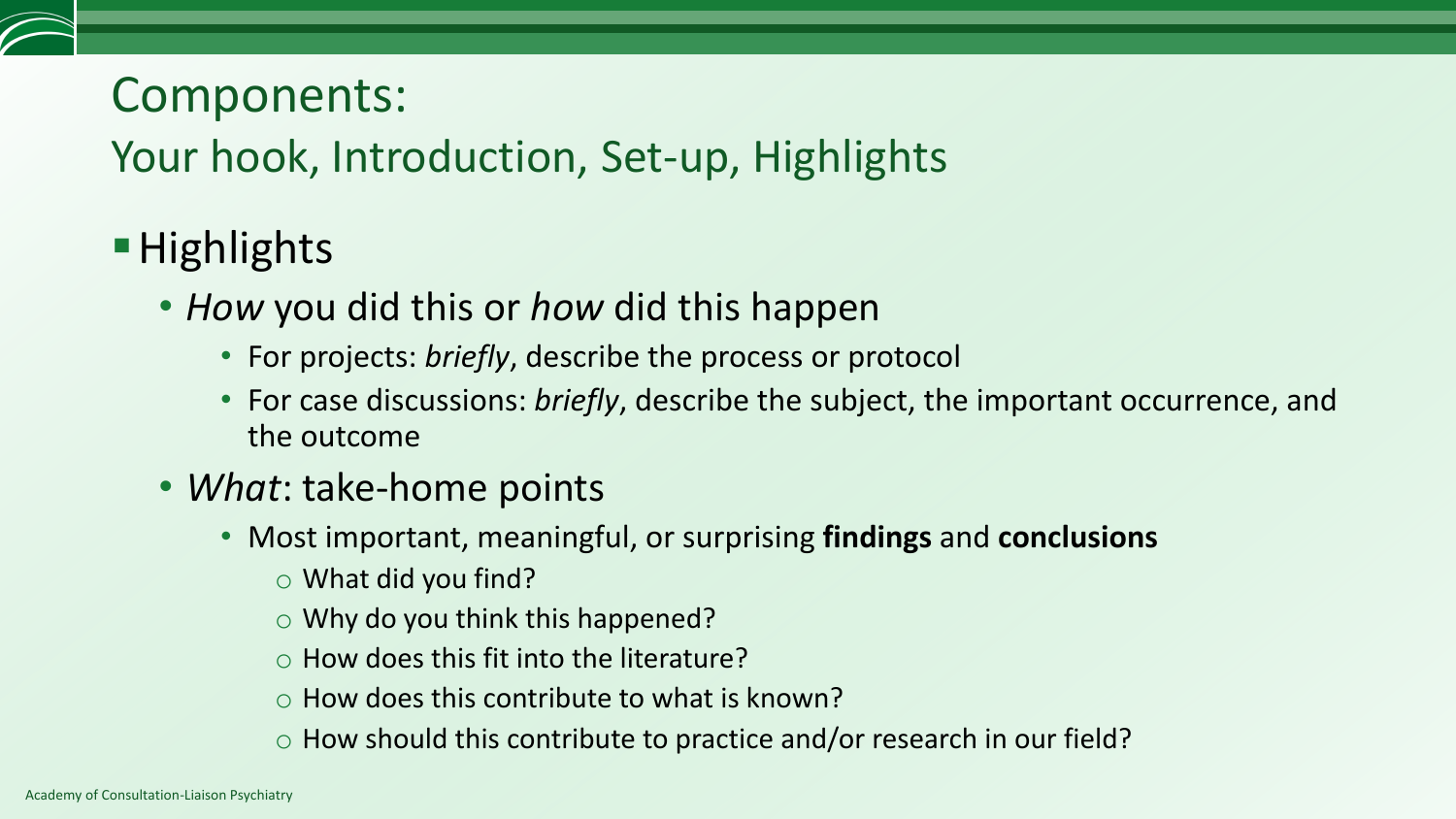# Components:

## Your hook, Introduction, Set-up, Highlights

- Highlights
  - *How* you did this or *how* did this happen
    - For projects: *briefly*, describe the process or protocol
    - For case discussions: *briefly*, describe the subject, the important occurrence, and the outcome
  - *What*: take-home points
    - Most important, meaningful, or surprising **findings** and **conclusions**
      - What did you find?
      - Why do you think this happened?
      - How does this fit into the literature?
      - How does this contribute to what is known?
      - How should this contribute to practice and/or research in our field?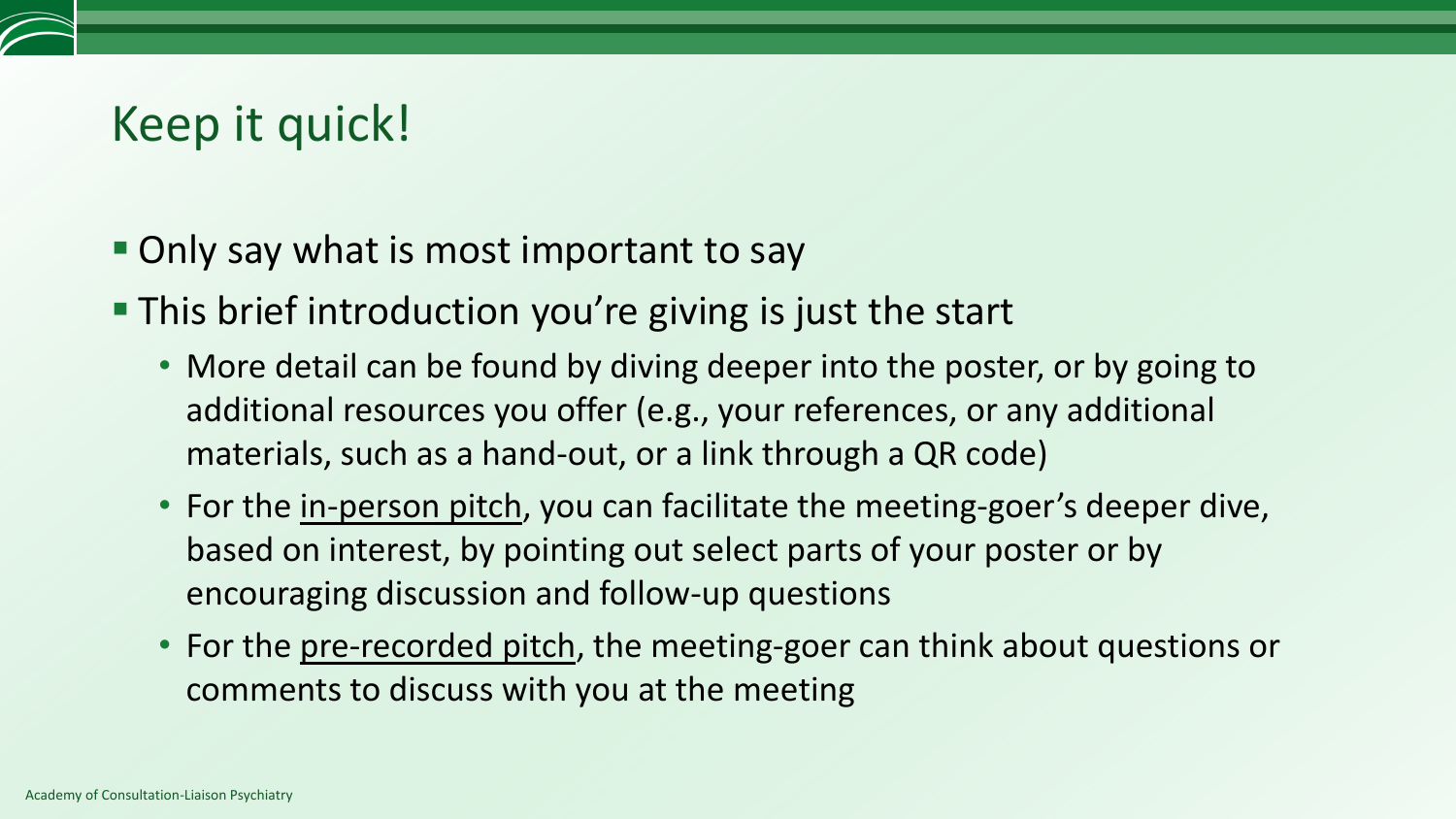# Keep it quick!

- Only say what is most important to say
- This brief introduction you're giving is just the start
  - More detail can be found by diving deeper into the poster, or by going to additional resources you offer (e.g., your references, or any additional materials, such as a hand-out, or a link through a QR code)
  - For the <u>in-person pitch</u>, you can facilitate the meeting-goer's deeper dive, based on interest, by pointing out select parts of your poster or by encouraging discussion and follow-up questions
  - For the <u>pre-recorded pitch</u>, the meeting-goer can think about questions or comments to discuss with you at the meeting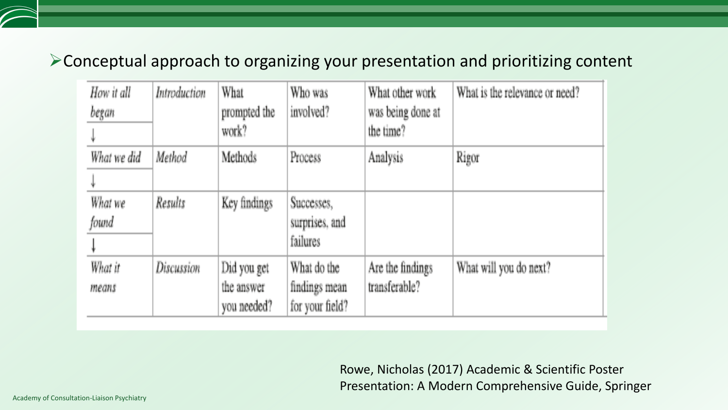- Conceptual approach to organizing your presentation and prioritizing content

| | | | | | |
|---|---|---|---|---|---|
| *How it all began* ↓ | *Introduction* | What prompted the work? | Who was involved? | What other work was being done at the time? | What is the relevance or need? |
| *What we did* ↓ | *Method* | Methods | Process | Analysis | Rigor |
| *What we found* ↓ | *Results* | Key findings | Successes, surprises, and failures | | |
| *What it means* | *Discussion* | Did you get the answer you needed? | What do the findings mean for your field? | Are the findings transferable? | What will you do next? |

Rowe, Nicholas (2017) Academic & Scientific Poster Presentation: A Modern Comprehensive Guide, Springer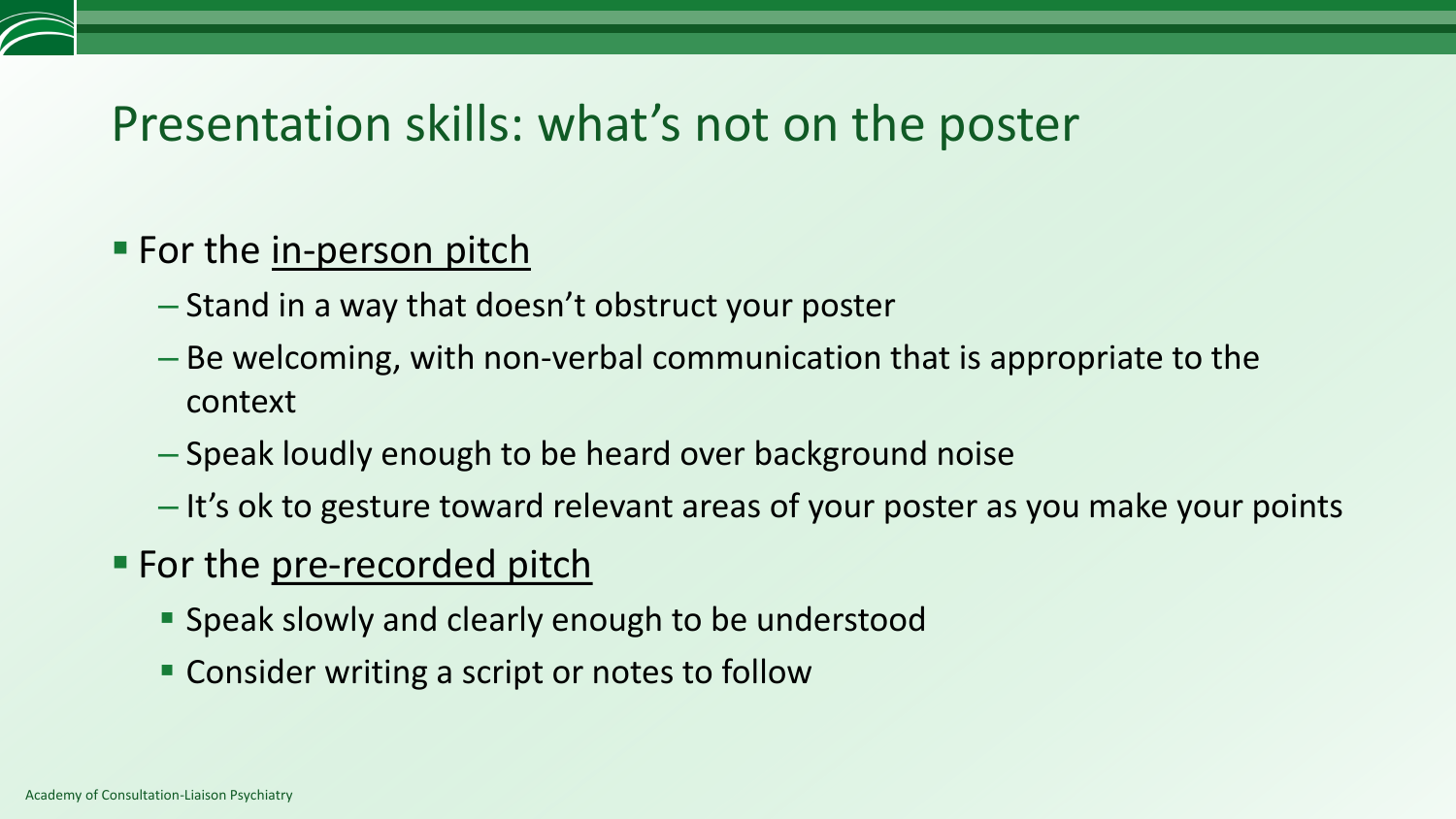# Presentation skills: what's not on the poster

- For the <u>in-person pitch</u>
  - Stand in a way that doesn't obstruct your poster
  - Be welcoming, with non-verbal communication that is appropriate to the context
  - Speak loudly enough to be heard over background noise
  - It's ok to gesture toward relevant areas of your poster as you make your points
- For the <u>pre-recorded pitch</u>
  - Speak slowly and clearly enough to be understood
  - Consider writing a script or notes to follow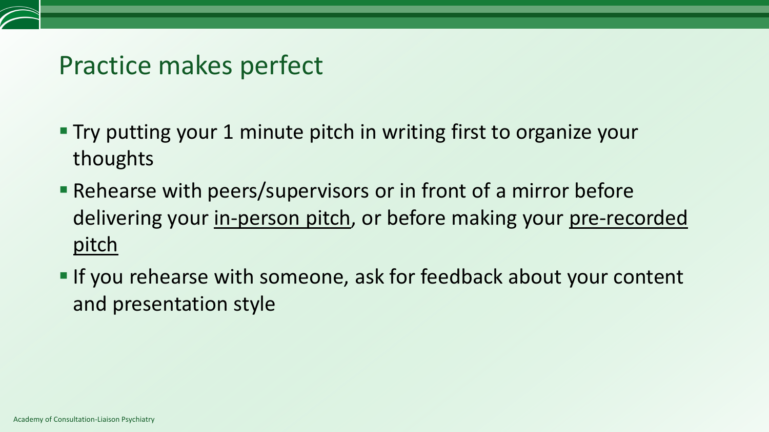## Practice makes perfect

- Try putting your 1 minute pitch in writing first to organize your thoughts
- Rehearse with peers/supervisors or in front of a mirror before delivering your <u>in-person pitch</u>, or before making your <u>pre-recorded pitch</u>
- If you rehearse with someone, ask for feedback about your content and presentation style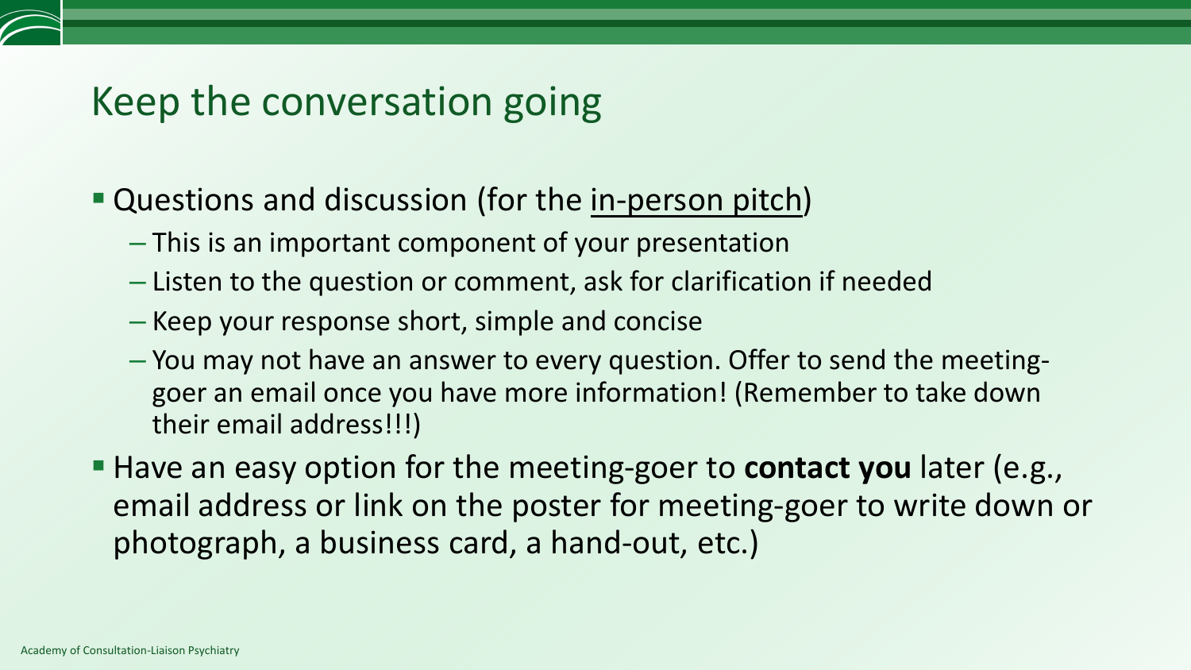# Keep the conversation going

- Questions and discussion (for the <u>in-person pitch</u>)
  - This is an important component of your presentation
  - Listen to the question or comment, ask for clarification if needed
  - Keep your response short, simple and concise
  - You may not have an answer to every question. Offer to send the meeting-goer an email once you have more information! (Remember to take down their email address!!!)
- Have an easy option for the meeting-goer to **contact you** later (e.g., email address or link on the poster for meeting-goer to write down or photograph, a business card, a hand-out, etc.)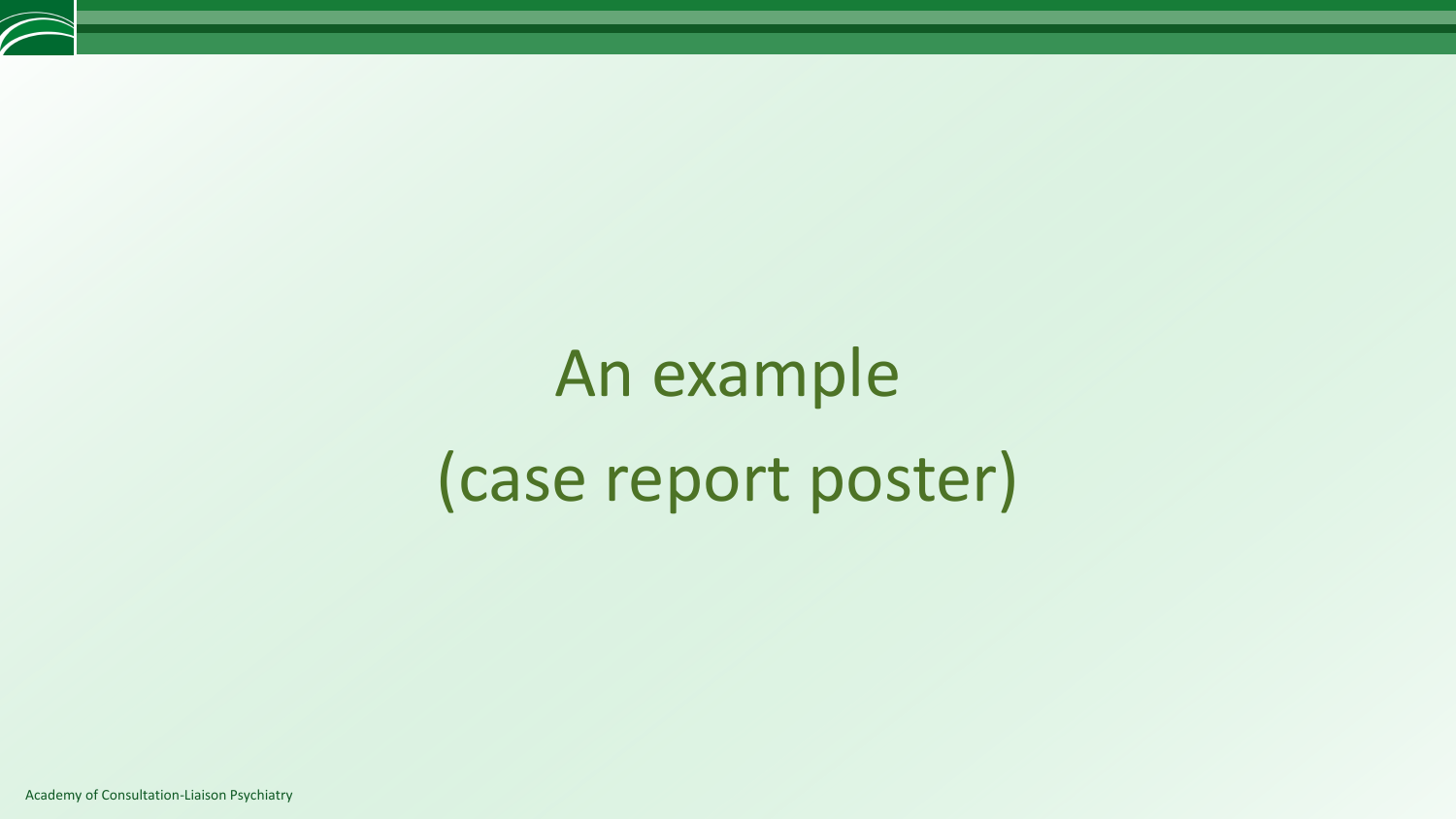# An example
# (case report poster)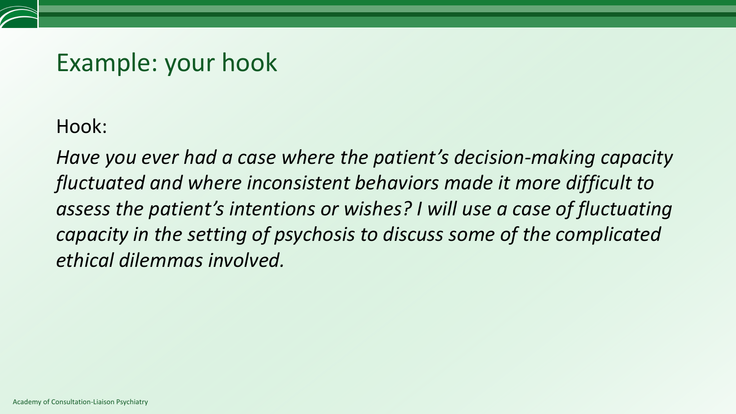# Example: your hook

Hook:

*Have you ever had a case where the patient's decision-making capacity fluctuated and where inconsistent behaviors made it more difficult to assess the patient's intentions or wishes? I will use a case of fluctuating capacity in the setting of psychosis to discuss some of the complicated ethical dilemmas involved.*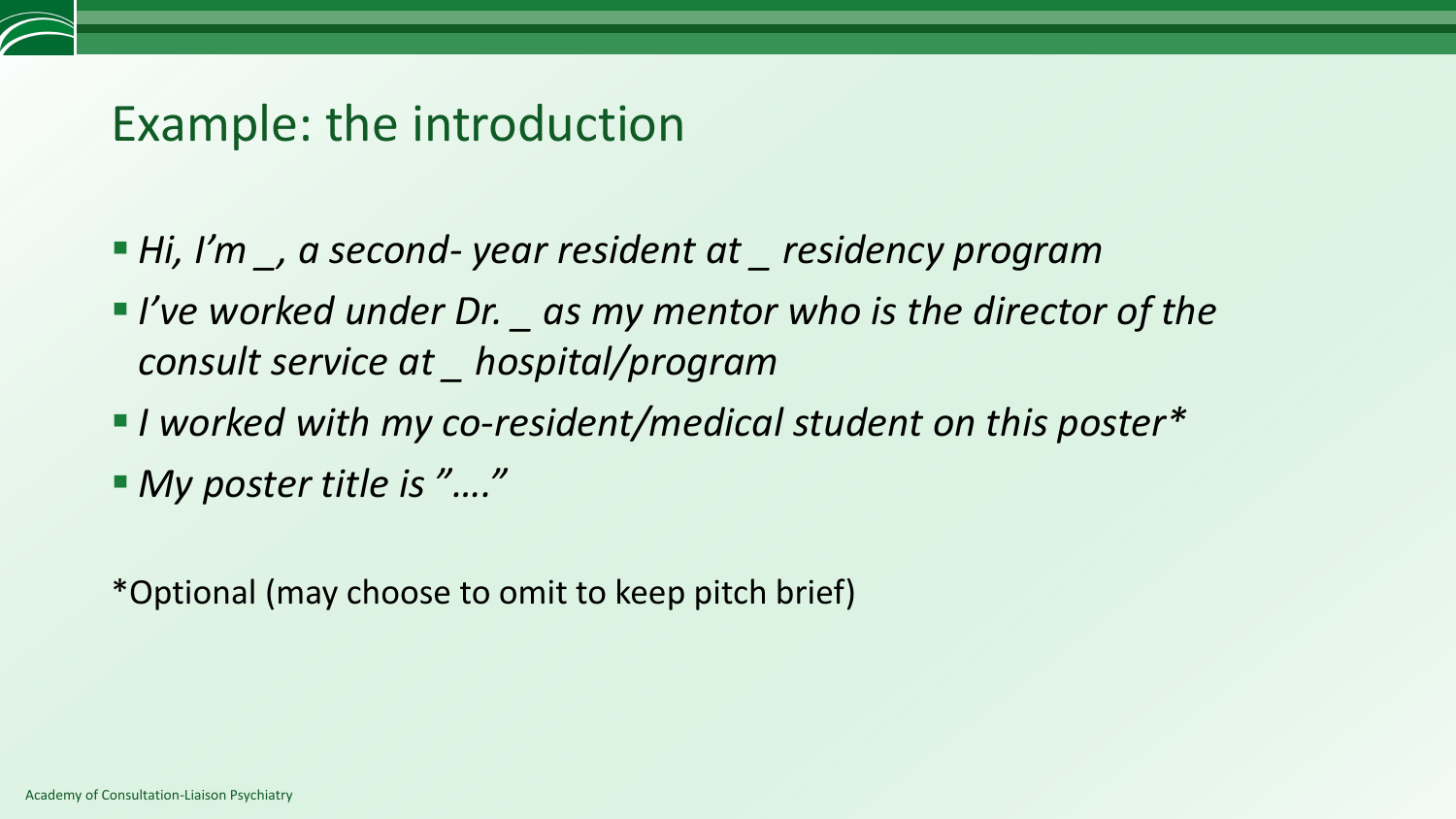# Example: the introduction

- *Hi, I'm _, a second- year resident at _ residency program*
- *I've worked under Dr. _ as my mentor who is the director of the consult service at _ hospital/program*
- *I worked with my co-resident/medical student on this poster**
- *My poster title is "…."*

*Optional (may choose to omit to keep pitch brief)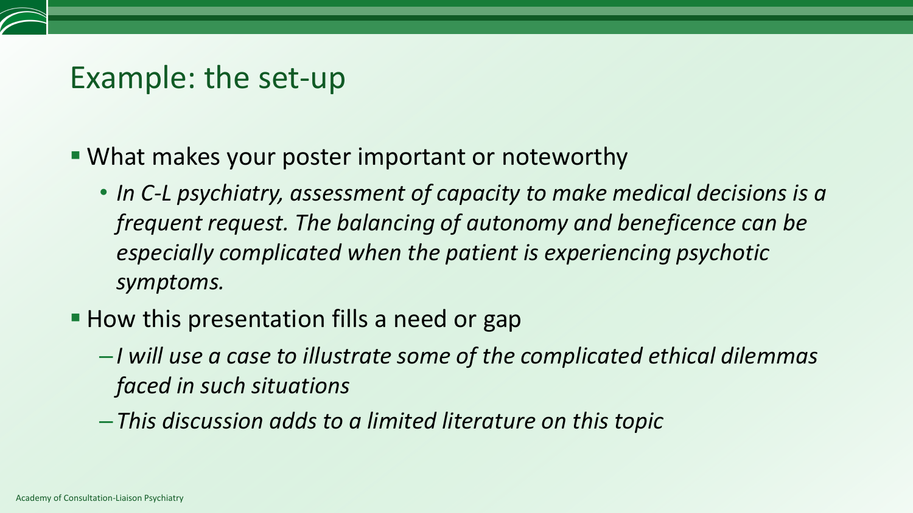# Example: the set-up

- What makes your poster important or noteworthy
  - *In C-L psychiatry, assessment of capacity to make medical decisions is a frequent request. The balancing of autonomy and beneficence can be especially complicated when the patient is experiencing psychotic symptoms.*
- How this presentation fills a need or gap
  - *I will use a case to illustrate some of the complicated ethical dilemmas faced in such situations*
  - *This discussion adds to a limited literature on this topic*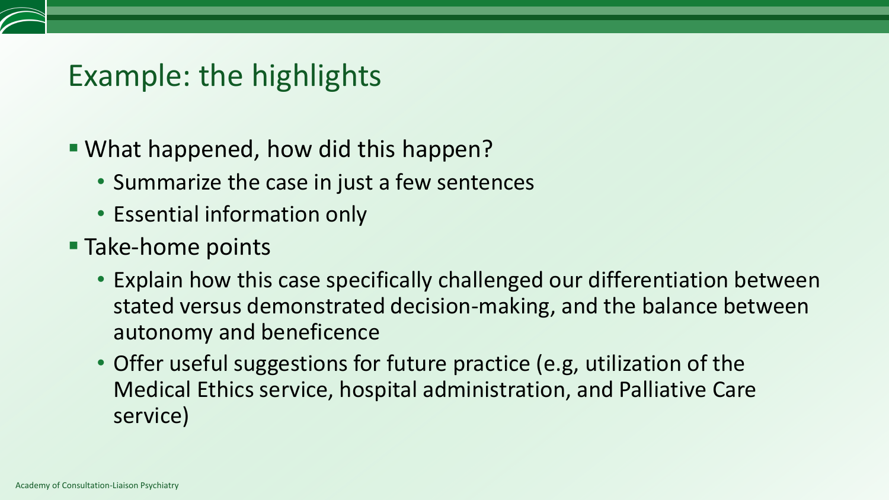## Example: the highlights

- What happened, how did this happen?
  - Summarize the case in just a few sentences
  - Essential information only
- Take-home points
  - Explain how this case specifically challenged our differentiation between stated versus demonstrated decision-making, and the balance between autonomy and beneficence
  - Offer useful suggestions for future practice (e.g, utilization of the Medical Ethics service, hospital administration, and Palliative Care service)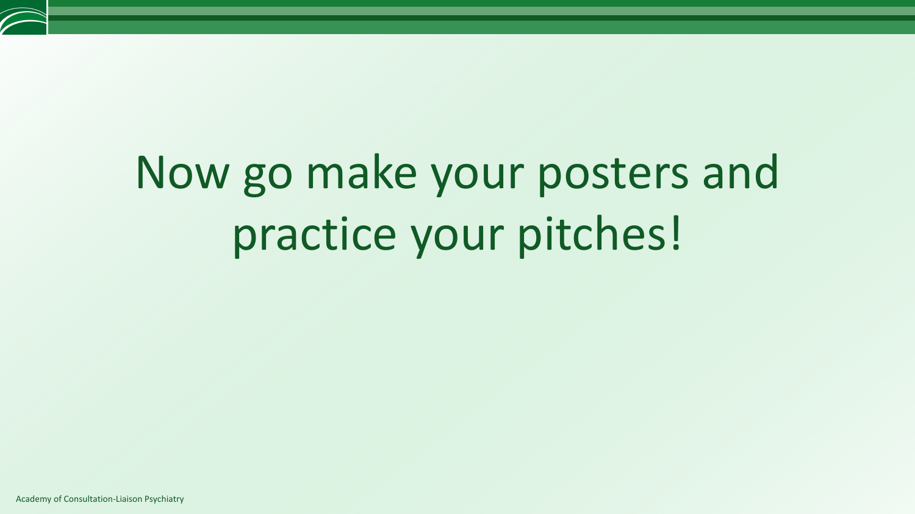# Now go make your posters and practice your pitches!